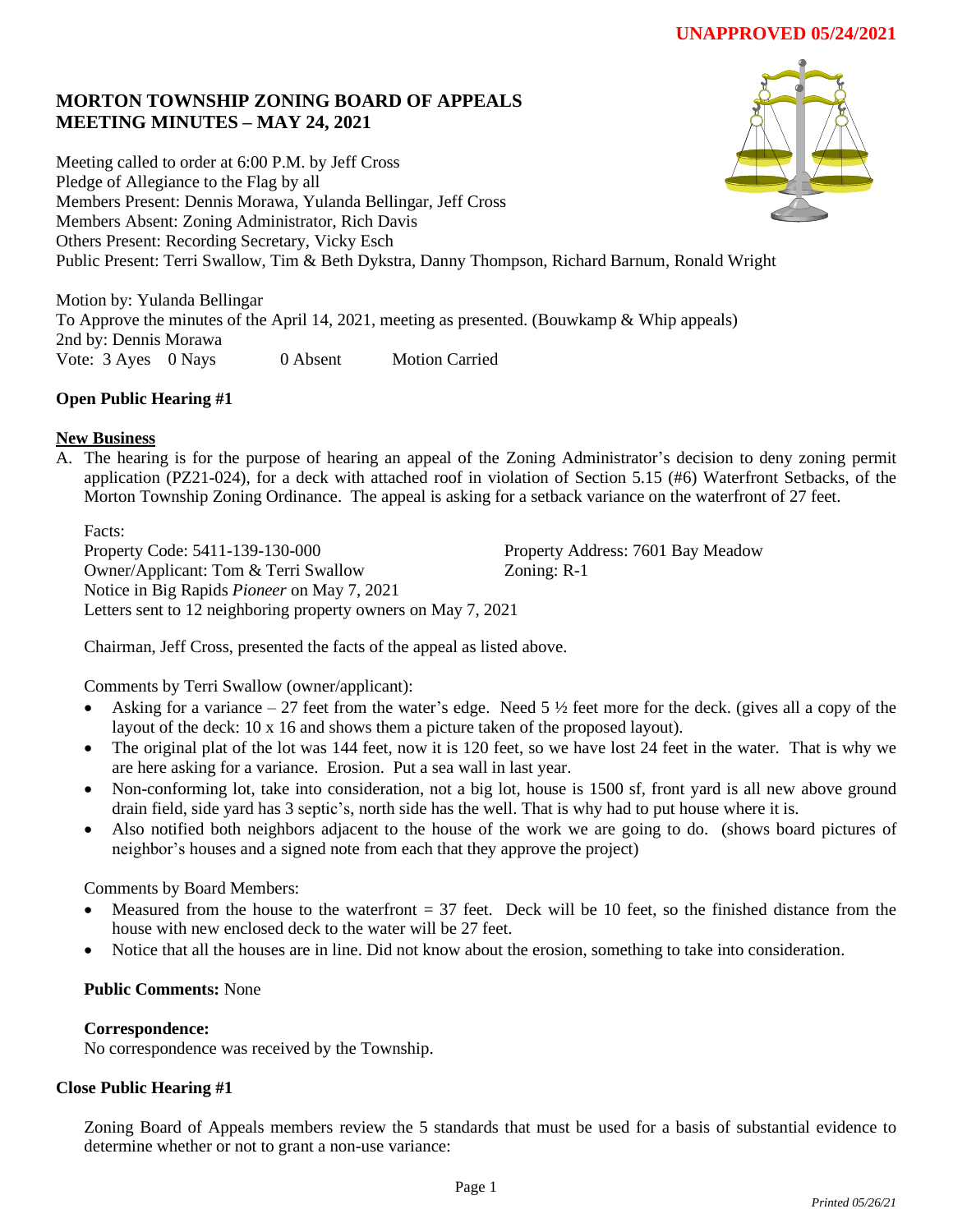**UNAPPROVED 05/24/2021**

# MORTON TOWNSHIP ZONING BOARD OF APPEALS
# MEETING MINUTES – MAY 24, 2021

Meeting called to order at 6:00 P.M. by Jeff Cross
Pledge of Allegiance to the Flag by all
Members Present: Dennis Morawa, Yulanda Bellingar, Jeff Cross
Members Absent: Zoning Administrator, Rich Davis
Others Present: Recording Secretary, Vicky Esch
Public Present: Terri Swallow, Tim & Beth Dykstra, Danny Thompson, Richard Barnum, Ronald Wright

Motion by: Yulanda Bellingar
To Approve the minutes of the April 14, 2021, meeting as presented. (Bouwkamp & Whip appeals)
2nd by: Dennis Morawa
Vote: 3 Ayes 0 Nays 0 Absent Motion Carried

**Open Public Hearing #1**

**New Business**

A. The hearing is for the purpose of hearing an appeal of the Zoning Administrator's decision to deny zoning permit application (PZ21-024), for a deck with attached roof in violation of Section 5.15 (#6) Waterfront Setbacks, of the Morton Township Zoning Ordinance. The appeal is asking for a setback variance on the waterfront of 27 feet.

Facts:
Property Code: 5411-139-130-000
Property Address: 7601 Bay Meadow
Owner/Applicant: Tom & Terri Swallow
Zoning: R-1
Notice in Big Rapids *Pioneer* on May 7, 2021
Letters sent to 12 neighboring property owners on May 7, 2021

Chairman, Jeff Cross, presented the facts of the appeal as listed above.

Comments by Terri Swallow (owner/applicant):

- Asking for a variance – 27 feet from the water's edge. Need 5 ½ feet more for the deck. (gives all a copy of the layout of the deck: 10 x 16 and shows them a picture taken of the proposed layout).
- The original plat of the lot was 144 feet, now it is 120 feet, so we have lost 24 feet in the water. That is why we are here asking for a variance. Erosion. Put a sea wall in last year.
- Non-conforming lot, take into consideration, not a big lot, house is 1500 sf, front yard is all new above ground drain field, side yard has 3 septic's, north side has the well. That is why had to put house where it is.
- Also notified both neighbors adjacent to the house of the work we are going to do. (shows board pictures of neighbor's houses and a signed note from each that they approve the project)

Comments by Board Members:

- Measured from the house to the waterfront = 37 feet. Deck will be 10 feet, so the finished distance from the house with new enclosed deck to the water will be 27 feet.
- Notice that all the houses are in line. Did not know about the erosion, something to take into consideration.

**Public Comments:** None

**Correspondence:**
No correspondence was received by the Township.

**Close Public Hearing #1**

Zoning Board of Appeals members review the 5 standards that must be used for a basis of substantial evidence to determine whether or not to grant a non-use variance: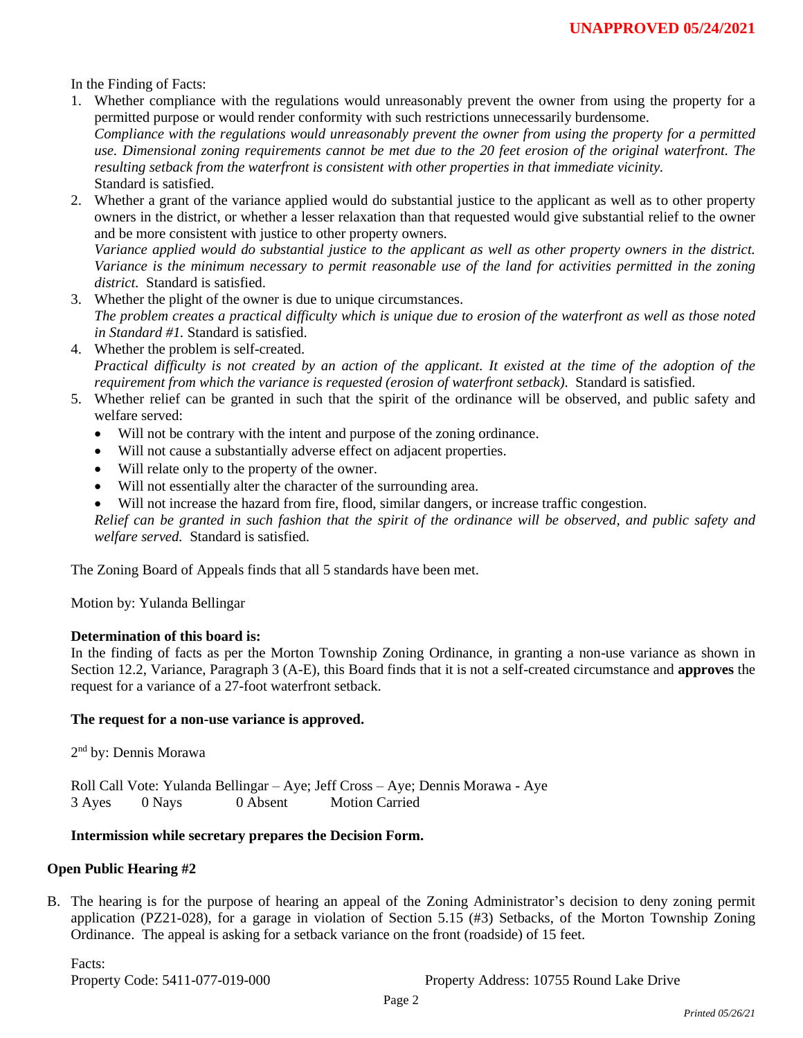In the Finding of Facts:

1. Whether compliance with the regulations would unreasonably prevent the owner from using the property for a permitted purpose or would render conformity with such restrictions unnecessarily burdensome.
   *Compliance with the regulations would unreasonably prevent the owner from using the property for a permitted use. Dimensional zoning requirements cannot be met due to the 20 feet erosion of the original waterfront. The resulting setback from the waterfront is consistent with other properties in that immediate vicinity.*
   Standard is satisfied.
2. Whether a grant of the variance applied would do substantial justice to the applicant as well as to other property owners in the district, or whether a lesser relaxation than that requested would give substantial relief to the owner and be more consistent with justice to other property owners.
   *Variance applied would do substantial justice to the applicant as well as other property owners in the district. Variance is the minimum necessary to permit reasonable use of the land for activities permitted in the zoning district.* Standard is satisfied.
3. Whether the plight of the owner is due to unique circumstances.
   *The problem creates a practical difficulty which is unique due to erosion of the waterfront as well as those noted in Standard #1.* Standard is satisfied.
4. Whether the problem is self-created.
   *Practical difficulty is not created by an action of the applicant. It existed at the time of the adoption of the requirement from which the variance is requested (erosion of waterfront setback).* Standard is satisfied.
5. Whether relief can be granted in such that the spirit of the ordinance will be observed, and public safety and welfare served:
   - Will not be contrary with the intent and purpose of the zoning ordinance.
   - Will not cause a substantially adverse effect on adjacent properties.
   - Will relate only to the property of the owner.
   - Will not essentially alter the character of the surrounding area.
   - Will not increase the hazard from fire, flood, similar dangers, or increase traffic congestion.

   *Relief can be granted in such fashion that the spirit of the ordinance will be observed, and public safety and welfare served.* Standard is satisfied.

The Zoning Board of Appeals finds that all 5 standards have been met.

Motion by: Yulanda Bellingar

**Determination of this board is:**
In the finding of facts as per the Morton Township Zoning Ordinance, in granting a non-use variance as shown in Section 12.2, Variance, Paragraph 3 (A-E), this Board finds that it is not a self-created circumstance and **approves** the request for a variance of a 27-foot waterfront setback.

**The request for a non-use variance is approved.**

2nd by: Dennis Morawa

Roll Call Vote: Yulanda Bellingar – Aye; Jeff Cross – Aye; Dennis Morawa - Aye
3 Ayes 0 Nays 0 Absent Motion Carried

**Intermission while secretary prepares the Decision Form.**

**Open Public Hearing #2**

B. The hearing is for the purpose of hearing an appeal of the Zoning Administrator's decision to deny zoning permit application (PZ21-028), for a garage in violation of Section 5.15 (#3) Setbacks, of the Morton Township Zoning Ordinance. The appeal is asking for a setback variance on the front (roadside) of 15 feet.

Facts:
Property Code: 5411-077-019-000 Property Address: 10755 Round Lake Drive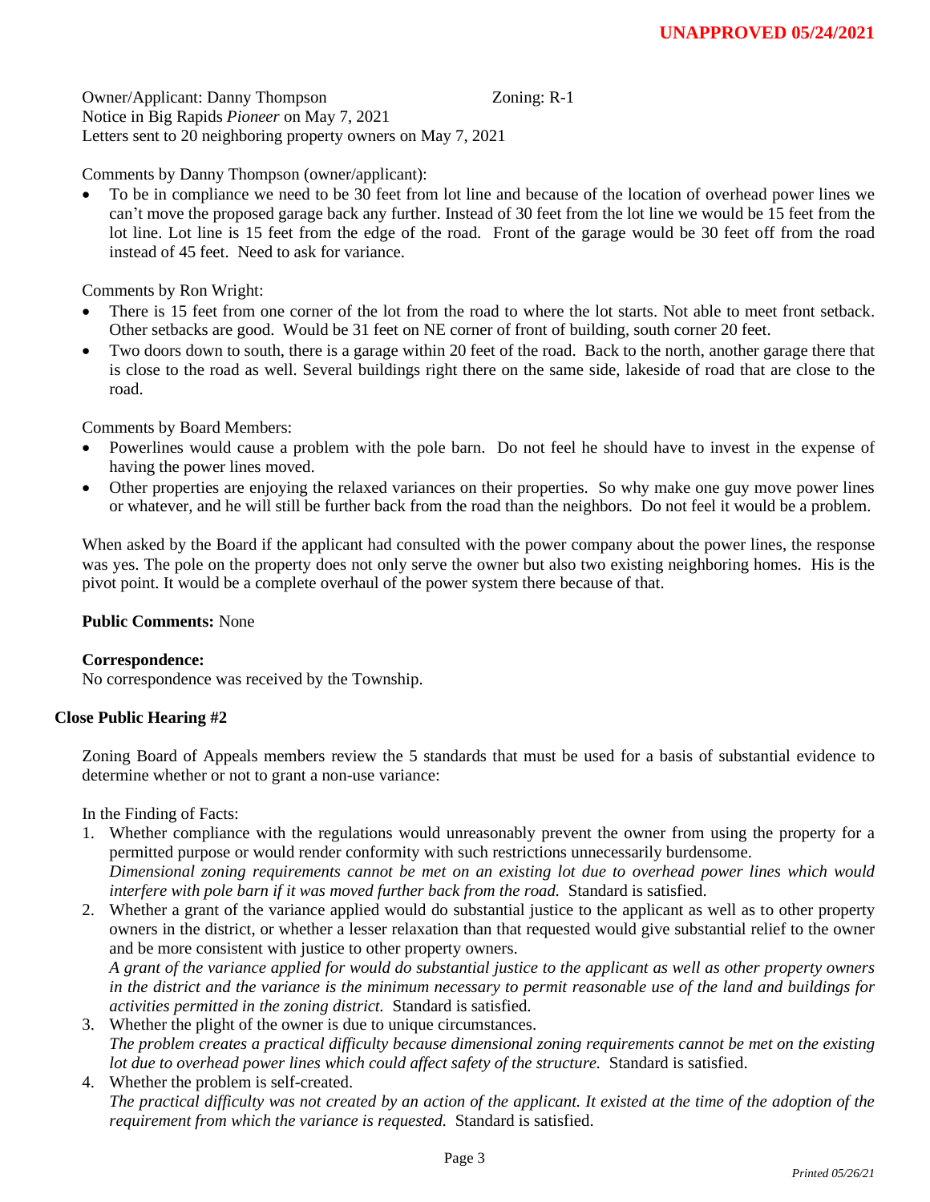**UNAPPROVED 05/24/2021**

Owner/Applicant: Danny Thompson Zoning: R-1
Notice in Big Rapids *Pioneer* on May 7, 2021
Letters sent to 20 neighboring property owners on May 7, 2021

Comments by Danny Thompson (owner/applicant):

- To be in compliance we need to be 30 feet from lot line and because of the location of overhead power lines we can't move the proposed garage back any further. Instead of 30 feet from the lot line we would be 15 feet from the lot line. Lot line is 15 feet from the edge of the road. Front of the garage would be 30 feet off from the road instead of 45 feet. Need to ask for variance.

Comments by Ron Wright:

- There is 15 feet from one corner of the lot from the road to where the lot starts. Not able to meet front setback. Other setbacks are good. Would be 31 feet on NE corner of front of building, south corner 20 feet.
- Two doors down to south, there is a garage within 20 feet of the road. Back to the north, another garage there that is close to the road as well. Several buildings right there on the same side, lakeside of road that are close to the road.

Comments by Board Members:

- Powerlines would cause a problem with the pole barn. Do not feel he should have to invest in the expense of having the power lines moved.
- Other properties are enjoying the relaxed variances on their properties. So why make one guy move power lines or whatever, and he will still be further back from the road than the neighbors. Do not feel it would be a problem.

When asked by the Board if the applicant had consulted with the power company about the power lines, the response was yes. The pole on the property does not only serve the owner but also two existing neighboring homes. His is the pivot point. It would be a complete overhaul of the power system there because of that.

**Public Comments:** None

**Correspondence:**
No correspondence was received by the Township.

**Close Public Hearing #2**

Zoning Board of Appeals members review the 5 standards that must be used for a basis of substantial evidence to determine whether or not to grant a non-use variance:

In the Finding of Facts:

1. Whether compliance with the regulations would unreasonably prevent the owner from using the property for a permitted purpose or would render conformity with such restrictions unnecessarily burdensome.
   *Dimensional zoning requirements cannot be met on an existing lot due to overhead power lines which would interfere with pole barn if it was moved further back from the road.* Standard is satisfied.
2. Whether a grant of the variance applied would do substantial justice to the applicant as well as to other property owners in the district, or whether a lesser relaxation than that requested would give substantial relief to the owner and be more consistent with justice to other property owners.
   *A grant of the variance applied for would do substantial justice to the applicant as well as other property owners in the district and the variance is the minimum necessary to permit reasonable use of the land and buildings for activities permitted in the zoning district.* Standard is satisfied.
3. Whether the plight of the owner is due to unique circumstances.
   *The problem creates a practical difficulty because dimensional zoning requirements cannot be met on the existing lot due to overhead power lines which could affect safety of the structure.* Standard is satisfied.
4. Whether the problem is self-created.
   *The practical difficulty was not created by an action of the applicant. It existed at the time of the adoption of the requirement from which the variance is requested.* Standard is satisfied.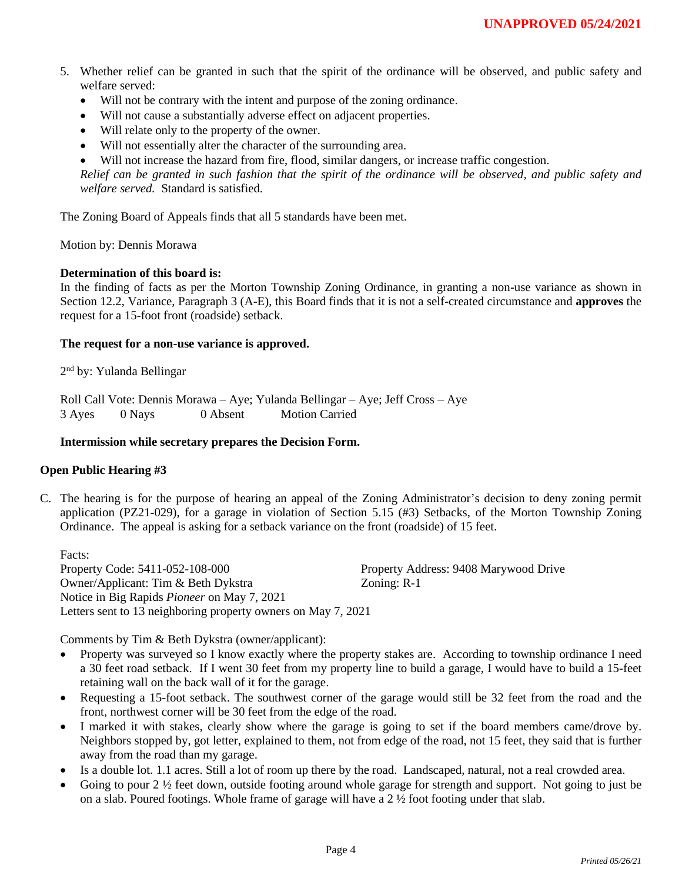5. Whether relief can be granted in such that the spirit of the ordinance will be observed, and public safety and welfare served:
   - Will not be contrary with the intent and purpose of the zoning ordinance.
   - Will not cause a substantially adverse effect on adjacent properties.
   - Will relate only to the property of the owner.
   - Will not essentially alter the character of the surrounding area.
   - Will not increase the hazard from fire, flood, similar dangers, or increase traffic congestion.

   *Relief can be granted in such fashion that the spirit of the ordinance will be observed, and public safety and welfare served.* Standard is satisfied.

The Zoning Board of Appeals finds that all 5 standards have been met.

Motion by: Dennis Morawa

**Determination of this board is:**
In the finding of facts as per the Morton Township Zoning Ordinance, in granting a non-use variance as shown in Section 12.2, Variance, Paragraph 3 (A-E), this Board finds that it is not a self-created circumstance and **approves** the request for a 15-foot front (roadside) setback.

**The request for a non-use variance is approved.**

2nd by: Yulanda Bellingar

Roll Call Vote: Dennis Morawa – Aye; Yulanda Bellingar – Aye; Jeff Cross – Aye
3 Ayes 0 Nays 0 Absent Motion Carried

**Intermission while secretary prepares the Decision Form.**

**Open Public Hearing #3**

C. The hearing is for the purpose of hearing an appeal of the Zoning Administrator's decision to deny zoning permit application (PZ21-029), for a garage in violation of Section 5.15 (#3) Setbacks, of the Morton Township Zoning Ordinance. The appeal is asking for a setback variance on the front (roadside) of 15 feet.

Facts:
Property Code: 5411-052-108-000 Property Address: 9408 Marywood Drive
Owner/Applicant: Tim & Beth Dykstra Zoning: R-1
Notice in Big Rapids *Pioneer* on May 7, 2021
Letters sent to 13 neighboring property owners on May 7, 2021

Comments by Tim & Beth Dykstra (owner/applicant):

- Property was surveyed so I know exactly where the property stakes are. According to township ordinance I need a 30 feet road setback. If I went 30 feet from my property line to build a garage, I would have to build a 15-feet retaining wall on the back wall of it for the garage.
- Requesting a 15-foot setback. The southwest corner of the garage would still be 32 feet from the road and the front, northwest corner will be 30 feet from the edge of the road.
- I marked it with stakes, clearly show where the garage is going to set if the board members came/drove by. Neighbors stopped by, got letter, explained to them, not from edge of the road, not 15 feet, they said that is further away from the road than my garage.
- Is a double lot. 1.1 acres. Still a lot of room up there by the road. Landscaped, natural, not a real crowded area.
- Going to pour 2 ½ feet down, outside footing around whole garage for strength and support. Not going to just be on a slab. Poured footings. Whole frame of garage will have a 2 ½ foot footing under that slab.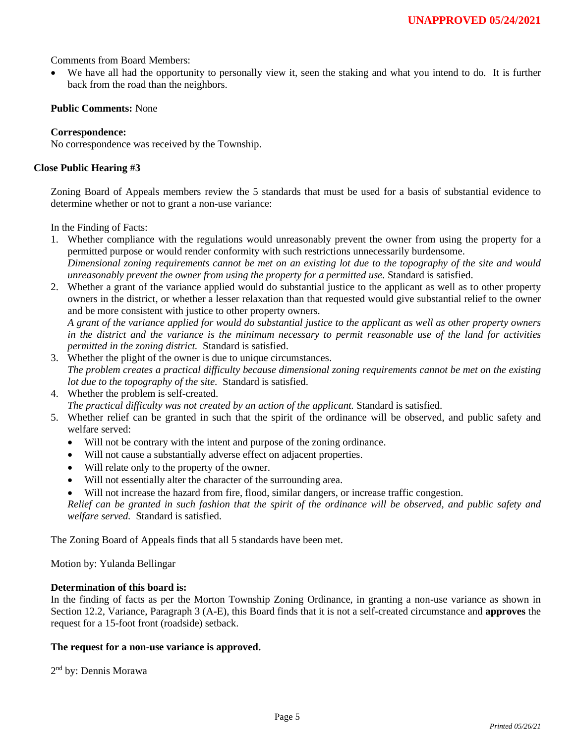Comments from Board Members:

- We have all had the opportunity to personally view it, seen the staking and what you intend to do. It is further back from the road than the neighbors.

**Public Comments:** None

**Correspondence:**
No correspondence was received by the Township.

**Close Public Hearing #3**

Zoning Board of Appeals members review the 5 standards that must be used for a basis of substantial evidence to determine whether or not to grant a non-use variance:

In the Finding of Facts:

1. Whether compliance with the regulations would unreasonably prevent the owner from using the property for a permitted purpose or would render conformity with such restrictions unnecessarily burdensome.
   *Dimensional zoning requirements cannot be met on an existing lot due to the topography of the site and would unreasonably prevent the owner from using the property for a permitted use.* Standard is satisfied.
2. Whether a grant of the variance applied would do substantial justice to the applicant as well as to other property owners in the district, or whether a lesser relaxation than that requested would give substantial relief to the owner and be more consistent with justice to other property owners.
   *A grant of the variance applied for would do substantial justice to the applicant as well as other property owners in the district and the variance is the minimum necessary to permit reasonable use of the land for activities permitted in the zoning district.* Standard is satisfied.
3. Whether the plight of the owner is due to unique circumstances.
   *The problem creates a practical difficulty because dimensional zoning requirements cannot be met on the existing lot due to the topography of the site.* Standard is satisfied.
4. Whether the problem is self-created.
   *The practical difficulty was not created by an action of the applicant.* Standard is satisfied.
5. Whether relief can be granted in such that the spirit of the ordinance will be observed, and public safety and welfare served:
   - Will not be contrary with the intent and purpose of the zoning ordinance.
   - Will not cause a substantially adverse effect on adjacent properties.
   - Will relate only to the property of the owner.
   - Will not essentially alter the character of the surrounding area.
   - Will not increase the hazard from fire, flood, similar dangers, or increase traffic congestion.

   *Relief can be granted in such fashion that the spirit of the ordinance will be observed, and public safety and welfare served.* Standard is satisfied.

The Zoning Board of Appeals finds that all 5 standards have been met.

Motion by: Yulanda Bellingar

**Determination of this board is:**
In the finding of facts as per the Morton Township Zoning Ordinance, in granting a non-use variance as shown in Section 12.2, Variance, Paragraph 3 (A-E), this Board finds that it is not a self-created circumstance and **approves** the request for a 15-foot front (roadside) setback.

**The request for a non-use variance is approved.**

2nd by: Dennis Morawa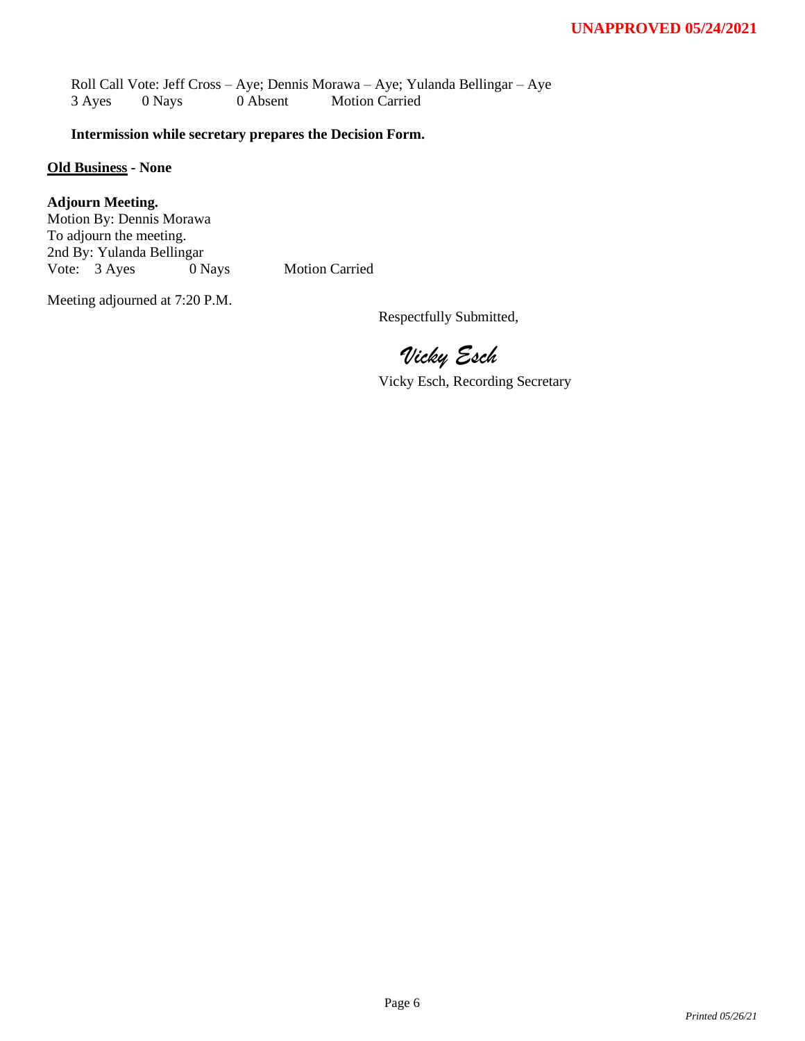**UNAPPROVED 05/24/2021**

Roll Call Vote: Jeff Cross – Aye; Dennis Morawa – Aye; Yulanda Bellingar – Aye
3 Ayes 0 Nays 0 Absent Motion Carried

**Intermission while secretary prepares the Decision Form.**

**Old Business - None**

**Adjourn Meeting.**
Motion By: Dennis Morawa
To adjourn the meeting.
2nd By: Yulanda Bellingar
Vote: 3 Ayes 0 Nays Motion Carried

Meeting adjourned at 7:20 P.M.

Respectfully Submitted,

*Vicky Esch*

Vicky Esch, Recording Secretary

*Printed 05/26/21*